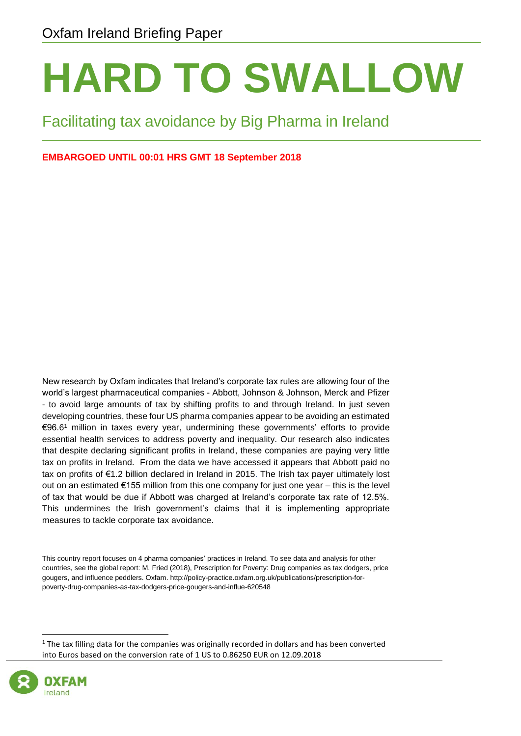Oxfam Ireland Briefing Paper

# HARD TO SWALLOW

## Facilitating tax avoidance by Big Pharma in Ireland

**EMBARGOED UNTIL 00:01 HRS GMT 18 September 2018**

New research by Oxfam indicates that Ireland's corporate tax rules are allowing four of the world's largest pharmaceutical companies - Abbott, Johnson & Johnson, Merck and Pfizer - to avoid large amounts of tax by shifting profits to and through Ireland. In just seven developing countries, these four US pharma companies appear to be avoiding an estimated €96.6[1] million in taxes every year, undermining these governments' efforts to provide essential health services to address poverty and inequality. Our research also indicates that despite declaring significant profits in Ireland, these companies are paying very little tax on profits in Ireland. From the data we have accessed it appears that Abbott paid no tax on profits of €1.2 billion declared in Ireland in 2015. The Irish tax payer ultimately lost out on an estimated €155 million from this one company for just one year – this is the level of tax that would be due if Abbott was charged at Ireland's corporate tax rate of 12.5%. This undermines the Irish government's claims that it is implementing appropriate measures to tackle corporate tax avoidance.

This country report focuses on 4 pharma companies' practices in Ireland. To see data and analysis for other countries, see the global report: M. Fried (2018), Prescription for Poverty: Drug companies as tax dodgers, price gougers, and influence peddlers. Oxfam. http://policy-practice.oxfam.org.uk/publications/prescription-for-poverty-drug-companies-as-tax-dodgers-price-gougers-and-influe-620548

[1] The tax filling data for the companies was originally recorded in dollars and has been converted into Euros based on the conversion rate of 1 US to 0.86250 EUR on 12.09.2018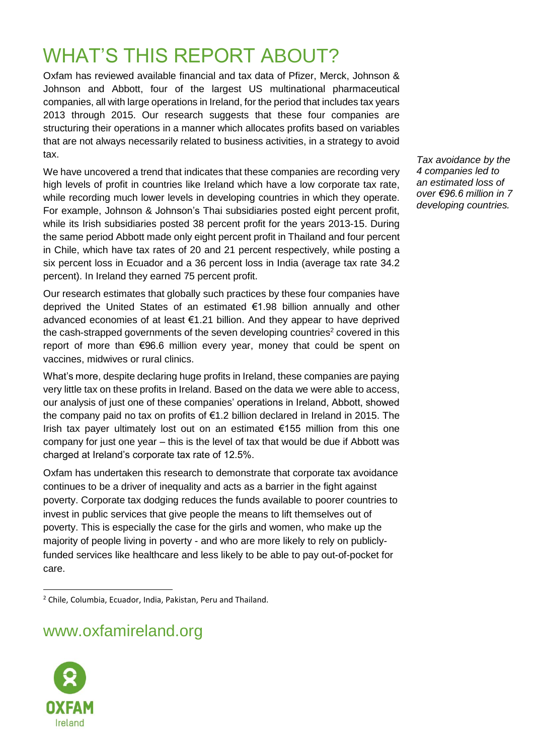# WHAT'S THIS REPORT ABOUT?

Oxfam has reviewed available financial and tax data of Pfizer, Merck, Johnson & Johnson and Abbott, four of the largest US multinational pharmaceutical companies, all with large operations in Ireland, for the period that includes tax years 2013 through 2015. Our research suggests that these four companies are structuring their operations in a manner which allocates profits based on variables that are not always necessarily related to business activities, in a strategy to avoid tax.

*Tax avoidance by the 4 companies led to an estimated loss of over €96.6 million in 7 developing countries.*

We have uncovered a trend that indicates that these companies are recording very high levels of profit in countries like Ireland which have a low corporate tax rate, while recording much lower levels in developing countries in which they operate. For example, Johnson & Johnson's Thai subsidiaries posted eight percent profit, while its Irish subsidiaries posted 38 percent profit for the years 2013-15. During the same period Abbott made only eight percent profit in Thailand and four percent in Chile, which have tax rates of 20 and 21 percent respectively, while posting a six percent loss in Ecuador and a 36 percent loss in India (average tax rate 34.2 percent). In Ireland they earned 75 percent profit.

Our research estimates that globally such practices by these four companies have deprived the United States of an estimated €1.98 billion annually and other advanced economies of at least €1.21 billion. And they appear to have deprived the cash-strapped governments of the seven developing countries[2] covered in this report of more than €96.6 million every year, money that could be spent on vaccines, midwives or rural clinics.

What's more, despite declaring huge profits in Ireland, these companies are paying very little tax on these profits in Ireland. Based on the data we were able to access, our analysis of just one of these companies' operations in Ireland, Abbott, showed the company paid no tax on profits of €1.2 billion declared in Ireland in 2015. The Irish tax payer ultimately lost out on an estimated €155 million from this one company for just one year – this is the level of tax that would be due if Abbott was charged at Ireland's corporate tax rate of 12.5%.

Oxfam has undertaken this research to demonstrate that corporate tax avoidance continues to be a driver of inequality and acts as a barrier in the fight against poverty. Corporate tax dodging reduces the funds available to poorer countries to invest in public services that give people the means to lift themselves out of poverty. This is especially the case for the girls and women, who make up the majority of people living in poverty - and who are more likely to rely on publicly-funded services like healthcare and less likely to be able to pay out-of-pocket for care.

[2] Chile, Columbia, Ecuador, India, Pakistan, Peru and Thailand.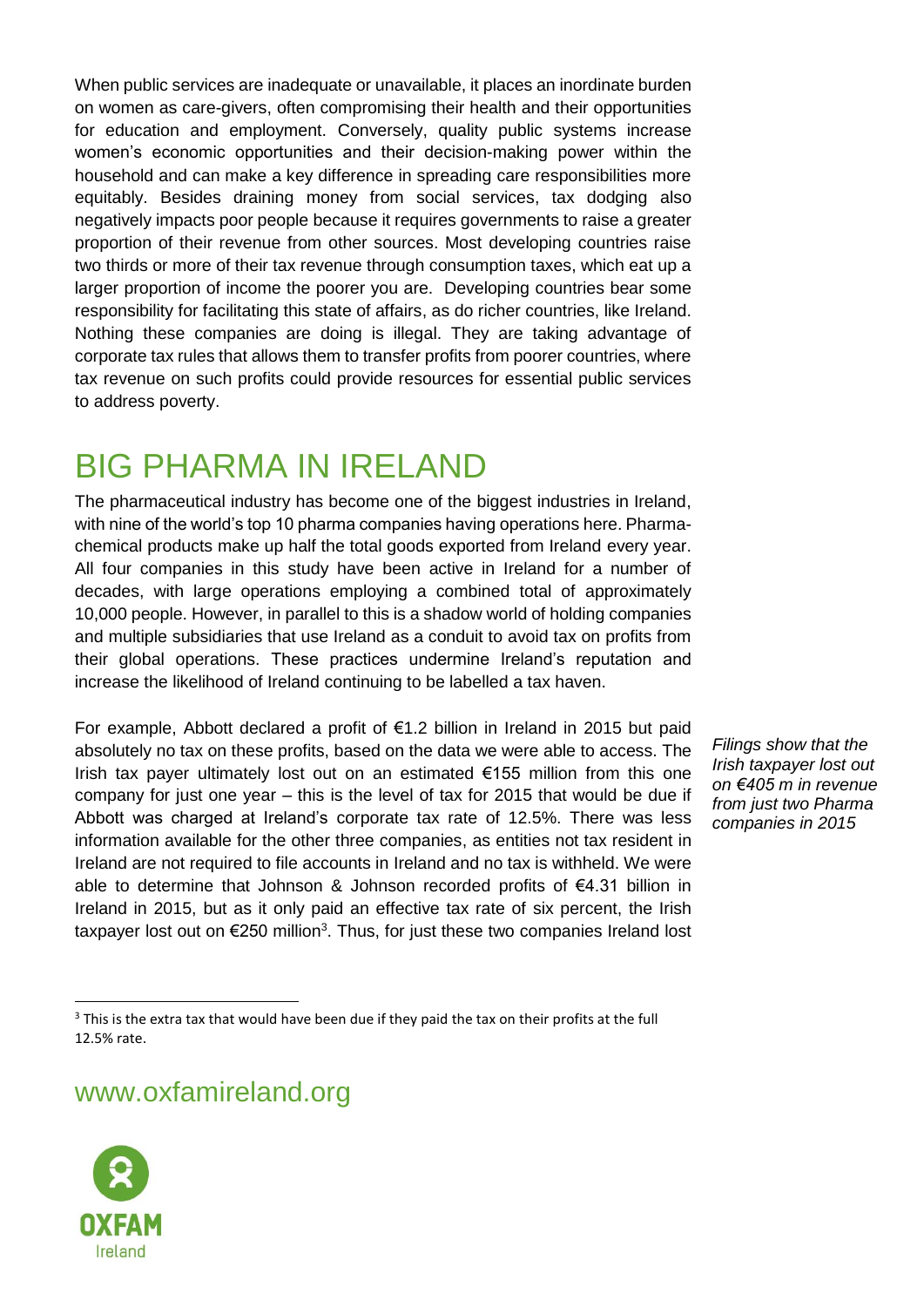When public services are inadequate or unavailable, it places an inordinate burden on women as care-givers, often compromising their health and their opportunities for education and employment. Conversely, quality public systems increase women's economic opportunities and their decision-making power within the household and can make a key difference in spreading care responsibilities more equitably. Besides draining money from social services, tax dodging also negatively impacts poor people because it requires governments to raise a greater proportion of their revenue from other sources. Most developing countries raise two thirds or more of their tax revenue through consumption taxes, which eat up a larger proportion of income the poorer you are. Developing countries bear some responsibility for facilitating this state of affairs, as do richer countries, like Ireland. Nothing these companies are doing is illegal. They are taking advantage of corporate tax rules that allows them to transfer profits from poorer countries, where tax revenue on such profits could provide resources for essential public services to address poverty.

# BIG PHARMA IN IRELAND

The pharmaceutical industry has become one of the biggest industries in Ireland, with nine of the world's top 10 pharma companies having operations here. Pharma-chemical products make up half the total goods exported from Ireland every year. All four companies in this study have been active in Ireland for a number of decades, with large operations employing a combined total of approximately 10,000 people. However, in parallel to this is a shadow world of holding companies and multiple subsidiaries that use Ireland as a conduit to avoid tax on profits from their global operations. These practices undermine Ireland's reputation and increase the likelihood of Ireland continuing to be labelled a tax haven.

*Filings show that the Irish taxpayer lost out on €405 m in revenue from just two Pharma companies in 2015*

For example, Abbott declared a profit of €1.2 billion in Ireland in 2015 but paid absolutely no tax on these profits, based on the data we were able to access. The Irish tax payer ultimately lost out on an estimated €155 million from this one company for just one year – this is the level of tax for 2015 that would be due if Abbott was charged at Ireland's corporate tax rate of 12.5%. There was less information available for the other three companies, as entities not tax resident in Ireland are not required to file accounts in Ireland and no tax is withheld. We were able to determine that Johnson & Johnson recorded profits of €4.31 billion in Ireland in 2015, but as it only paid an effective tax rate of six percent, the Irish taxpayer lost out on €250 million[3]. Thus, for just these two companies Ireland lost

[3] This is the extra tax that would have been due if they paid the tax on their profits at the full 12.5% rate.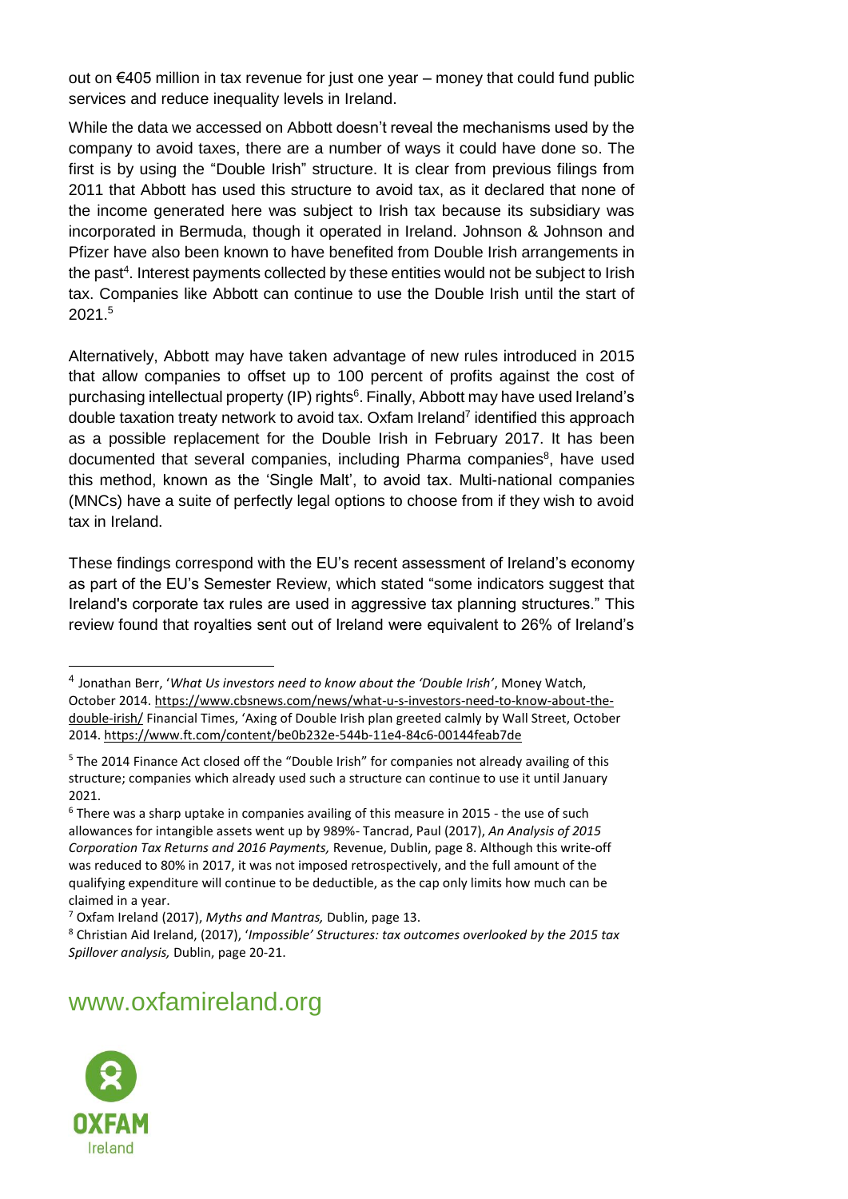out on €405 million in tax revenue for just one year – money that could fund public services and reduce inequality levels in Ireland.

While the data we accessed on Abbott doesn't reveal the mechanisms used by the company to avoid taxes, there are a number of ways it could have done so. The first is by using the "Double Irish" structure. It is clear from previous filings from 2011 that Abbott has used this structure to avoid tax, as it declared that none of the income generated here was subject to Irish tax because its subsidiary was incorporated in Bermuda, though it operated in Ireland. Johnson & Johnson and Pfizer have also been known to have benefited from Double Irish arrangements in the past[4]. Interest payments collected by these entities would not be subject to Irish tax. Companies like Abbott can continue to use the Double Irish until the start of 2021.[5]

Alternatively, Abbott may have taken advantage of new rules introduced in 2015 that allow companies to offset up to 100 percent of profits against the cost of purchasing intellectual property (IP) rights[6]. Finally, Abbott may have used Ireland's double taxation treaty network to avoid tax. Oxfam Ireland[7] identified this approach as a possible replacement for the Double Irish in February 2017. It has been documented that several companies, including Pharma companies[8], have used this method, known as the 'Single Malt', to avoid tax. Multi-national companies (MNCs) have a suite of perfectly legal options to choose from if they wish to avoid tax in Ireland.

These findings correspond with the EU's recent assessment of Ireland's economy as part of the EU's Semester Review, which stated "some indicators suggest that Ireland's corporate tax rules are used in aggressive tax planning structures." This review found that royalties sent out of Ireland were equivalent to 26% of Ireland's

---

[4] Jonathan Berr, '*What Us investors need to know about the 'Double Irish'*', Money Watch, October 2014. https://www.cbsnews.com/news/what-u-s-investors-need-to-know-about-the-double-irish/ Financial Times, 'Axing of Double Irish plan greeted calmly by Wall Street, October 2014. https://www.ft.com/content/be0b232e-544b-11e4-84c6-00144feab7de

[5] The 2014 Finance Act closed off the "Double Irish" for companies not already availing of this structure; companies which already used such a structure can continue to use it until January 2021.

[6] There was a sharp uptake in companies availing of this measure in 2015 - the use of such allowances for intangible assets went up by 989%- Tancrad, Paul (2017), *An Analysis of 2015 Corporation Tax Returns and 2016 Payments,* Revenue, Dublin, page 8. Although this write-off was reduced to 80% in 2017, it was not imposed retrospectively, and the full amount of the qualifying expenditure will continue to be deductible, as the cap only limits how much can be claimed in a year.

[7] Oxfam Ireland (2017), *Myths and Mantras,* Dublin, page 13.

[8] Christian Aid Ireland, (2017), '*Impossible' Structures: tax outcomes overlooked by the 2015 tax Spillover analysis,* Dublin, page 20-21.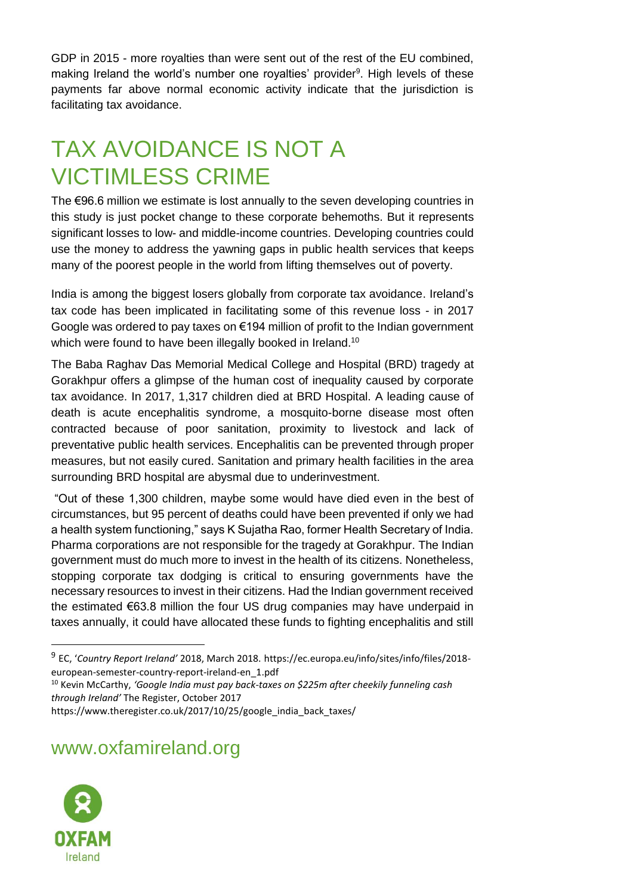GDP in 2015 - more royalties than were sent out of the rest of the EU combined, making Ireland the world's number one royalties' provider[9]. High levels of these payments far above normal economic activity indicate that the jurisdiction is facilitating tax avoidance.

# TAX AVOIDANCE IS NOT A VICTIMLESS CRIME

The €96.6 million we estimate is lost annually to the seven developing countries in this study is just pocket change to these corporate behemoths. But it represents significant losses to low- and middle-income countries. Developing countries could use the money to address the yawning gaps in public health services that keeps many of the poorest people in the world from lifting themselves out of poverty.

India is among the biggest losers globally from corporate tax avoidance. Ireland's tax code has been implicated in facilitating some of this revenue loss - in 2017 Google was ordered to pay taxes on €194 million of profit to the Indian government which were found to have been illegally booked in Ireland.[10]

The Baba Raghav Das Memorial Medical College and Hospital (BRD) tragedy at Gorakhpur offers a glimpse of the human cost of inequality caused by corporate tax avoidance. In 2017, 1,317 children died at BRD Hospital. A leading cause of death is acute encephalitis syndrome, a mosquito-borne disease most often contracted because of poor sanitation, proximity to livestock and lack of preventative public health services. Encephalitis can be prevented through proper measures, but not easily cured. Sanitation and primary health facilities in the area surrounding BRD hospital are abysmal due to underinvestment.

"Out of these 1,300 children, maybe some would have died even in the best of circumstances, but 95 percent of deaths could have been prevented if only we had a health system functioning," says K Sujatha Rao, former Health Secretary of India. Pharma corporations are not responsible for the tragedy at Gorakhpur. The Indian government must do much more to invest in the health of its citizens. Nonetheless, stopping corporate tax dodging is critical to ensuring governments have the necessary resources to invest in their citizens. Had the Indian government received the estimated €63.8 million the four US drug companies may have underpaid in taxes annually, it could have allocated these funds to fighting encephalitis and still

---

[9] EC, '*Country Report Ireland*' 2018, March 2018. https://ec.europa.eu/info/sites/info/files/2018-european-semester-country-report-ireland-en_1.pdf

[10] Kevin McCarthy, *'Google India must pay back-taxes on $225m after cheekily funneling cash through Ireland'* The Register, October 2017 https://www.theregister.co.uk/2017/10/25/google_india_back_taxes/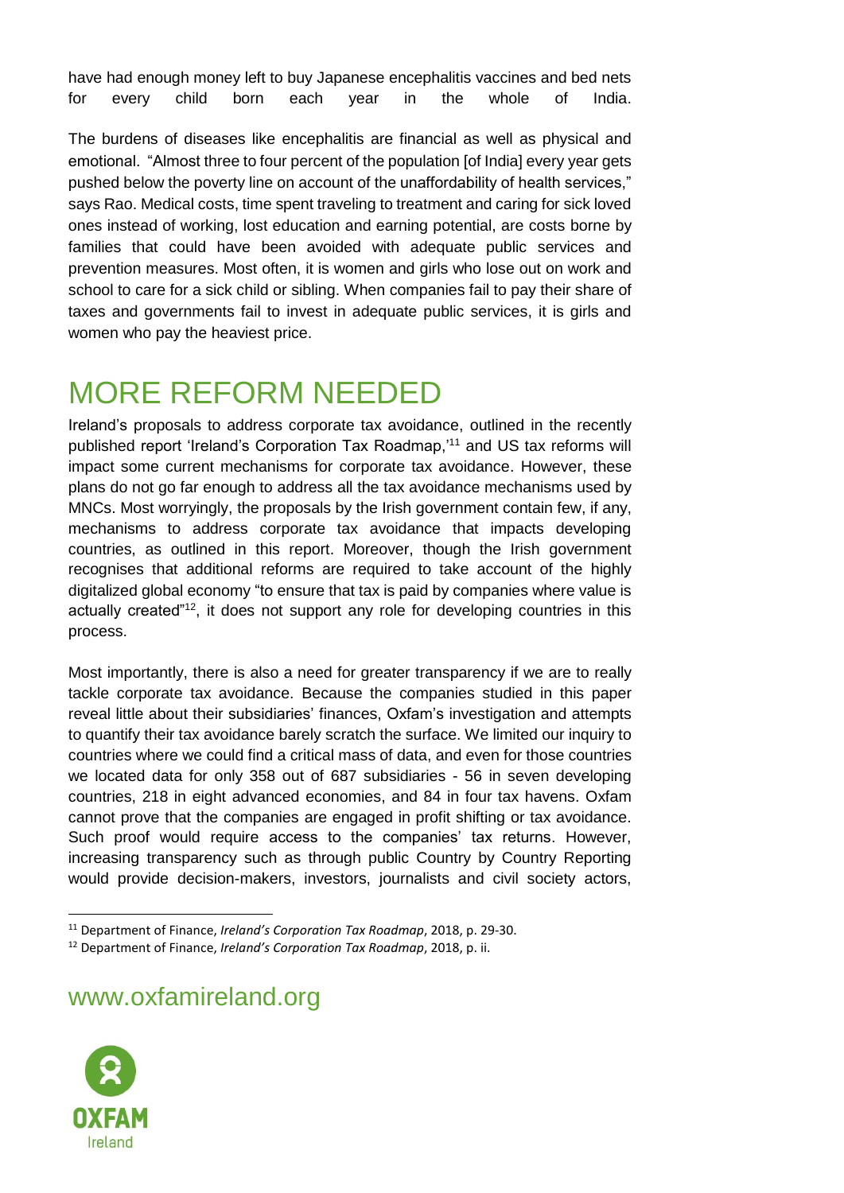have had enough money left to buy Japanese encephalitis vaccines and bed nets for every child born each year in the whole of India.

The burdens of diseases like encephalitis are financial as well as physical and emotional. "Almost three to four percent of the population [of India] every year gets pushed below the poverty line on account of the unaffordability of health services," says Rao. Medical costs, time spent traveling to treatment and caring for sick loved ones instead of working, lost education and earning potential, are costs borne by families that could have been avoided with adequate public services and prevention measures. Most often, it is women and girls who lose out on work and school to care for a sick child or sibling. When companies fail to pay their share of taxes and governments fail to invest in adequate public services, it is girls and women who pay the heaviest price.

# MORE REFORM NEEDED

Ireland's proposals to address corporate tax avoidance, outlined in the recently published report 'Ireland's Corporation Tax Roadmap,'[11] and US tax reforms will impact some current mechanisms for corporate tax avoidance. However, these plans do not go far enough to address all the tax avoidance mechanisms used by MNCs. Most worryingly, the proposals by the Irish government contain few, if any, mechanisms to address corporate tax avoidance that impacts developing countries, as outlined in this report. Moreover, though the Irish government recognises that additional reforms are required to take account of the highly digitalized global economy "to ensure that tax is paid by companies where value is actually created"[12], it does not support any role for developing countries in this process.

Most importantly, there is also a need for greater transparency if we are to really tackle corporate tax avoidance. Because the companies studied in this paper reveal little about their subsidiaries' finances, Oxfam's investigation and attempts to quantify their tax avoidance barely scratch the surface. We limited our inquiry to countries where we could find a critical mass of data, and even for those countries we located data for only 358 out of 687 subsidiaries - 56 in seven developing countries, 218 in eight advanced economies, and 84 in four tax havens. Oxfam cannot prove that the companies are engaged in profit shifting or tax avoidance. Such proof would require access to the companies' tax returns. However, increasing transparency such as through public Country by Country Reporting would provide decision-makers, investors, journalists and civil society actors,

[11] Department of Finance, *Ireland's Corporation Tax Roadmap*, 2018, p. 29-30.

[12] Department of Finance, *Ireland's Corporation Tax Roadmap*, 2018, p. ii.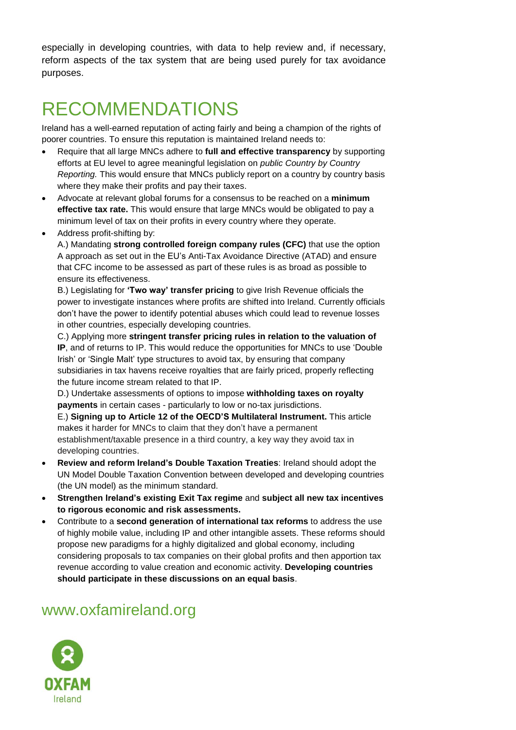especially in developing countries, with data to help review and, if necessary, reform aspects of the tax system that are being used purely for tax avoidance purposes.

# RECOMMENDATIONS

Ireland has a well-earned reputation of acting fairly and being a champion of the rights of poorer countries. To ensure this reputation is maintained Ireland needs to:

- Require that all large MNCs adhere to **full and effective transparency** by supporting efforts at EU level to agree meaningful legislation on *public Country by Country Reporting.* This would ensure that MNCs publicly report on a country by country basis where they make their profits and pay their taxes.
- Advocate at relevant global forums for a consensus to be reached on a **minimum effective tax rate.** This would ensure that large MNCs would be obligated to pay a minimum level of tax on their profits in every country where they operate.
- Address profit-shifting by:

  A.) Mandating **strong controlled foreign company rules (CFC)** that use the option A approach as set out in the EU's Anti-Tax Avoidance Directive (ATAD) and ensure that CFC income to be assessed as part of these rules is as broad as possible to ensure its effectiveness.

  B.) Legislating for **'Two way' transfer pricing** to give Irish Revenue officials the power to investigate instances where profits are shifted into Ireland. Currently officials don't have the power to identify potential abuses which could lead to revenue losses in other countries, especially developing countries.

  C.) Applying more **stringent transfer pricing rules in relation to the valuation of IP**, and of returns to IP. This would reduce the opportunities for MNCs to use 'Double Irish' or 'Single Malt' type structures to avoid tax, by ensuring that company subsidiaries in tax havens receive royalties that are fairly priced, properly reflecting the future income stream related to that IP.

  D.) Undertake assessments of options to impose **withholding taxes on royalty payments** in certain cases - particularly to low or no-tax jurisdictions.

  E.) **Signing up to Article 12 of the OECD'S Multilateral Instrument.** This article makes it harder for MNCs to claim that they don't have a permanent establishment/taxable presence in a third country, a key way they avoid tax in developing countries.
- **Review and reform Ireland's Double Taxation Treaties**: Ireland should adopt the UN Model Double Taxation Convention between developed and developing countries (the UN model) as the minimum standard.
- **Strengthen Ireland's existing Exit Tax regime** and **subject all new tax incentives to rigorous economic and risk assessments.**
- Contribute to a **second generation of international tax reforms** to address the use of highly mobile value, including IP and other intangible assets. These reforms should propose new paradigms for a highly digitalized and global economy, including considering proposals to tax companies on their global profits and then apportion tax revenue according to value creation and economic activity. **Developing countries should participate in these discussions on an equal basis**.

## www.oxfamireland.org

OXFAM Ireland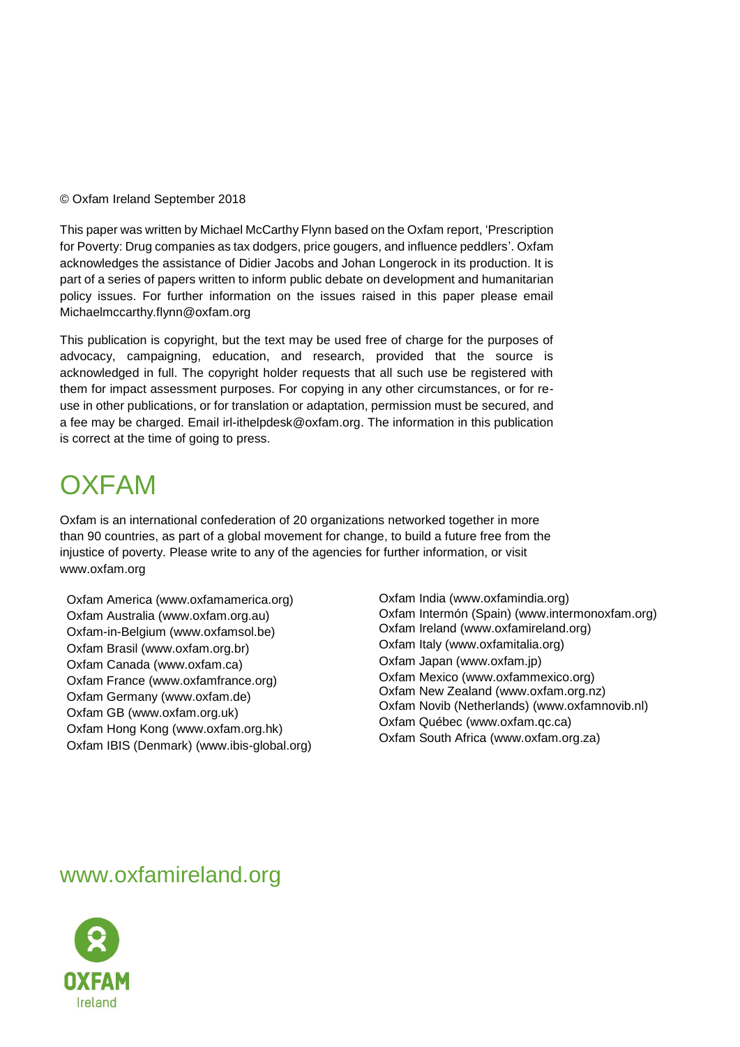© Oxfam Ireland September 2018

This paper was written by Michael McCarthy Flynn based on the Oxfam report, 'Prescription for Poverty: Drug companies as tax dodgers, price gougers, and influence peddlers'. Oxfam acknowledges the assistance of Didier Jacobs and Johan Longerock in its production. It is part of a series of papers written to inform public debate on development and humanitarian policy issues. For further information on the issues raised in this paper please email Michaelmccarthy.flynn@oxfam.org

This publication is copyright, but the text may be used free of charge for the purposes of advocacy, campaigning, education, and research, provided that the source is acknowledged in full. The copyright holder requests that all such use be registered with them for impact assessment purposes. For copying in any other circumstances, or for re-use in other publications, or for translation or adaptation, permission must be secured, and a fee may be charged. Email irl-ithelpdesk@oxfam.org. The information in this publication is correct at the time of going to press.

# OXFAM

Oxfam is an international confederation of 20 organizations networked together in more than 90 countries, as part of a global movement for change, to build a future free from the injustice of poverty. Please write to any of the agencies for further information, or visit www.oxfam.org

Oxfam America (www.oxfamamerica.org)
Oxfam Australia (www.oxfam.org.au)
Oxfam-in-Belgium (www.oxfamsol.be)
Oxfam Brasil (www.oxfam.org.br)
Oxfam Canada (www.oxfam.ca)
Oxfam France (www.oxfamfrance.org)
Oxfam Germany (www.oxfam.de)
Oxfam GB (www.oxfam.org.uk)
Oxfam Hong Kong (www.oxfam.org.hk)
Oxfam IBIS (Denmark) (www.ibis-global.org)
Oxfam India (www.oxfamindia.org)
Oxfam Intermón (Spain) (www.intermonoxfam.org)
Oxfam Ireland (www.oxfamireland.org)
Oxfam Italy (www.oxfamitalia.org)
Oxfam Japan (www.oxfam.jp)
Oxfam Mexico (www.oxfammexico.org)
Oxfam New Zealand (www.oxfam.org.nz)
Oxfam Novib (Netherlands) (www.oxfamnovib.nl)
Oxfam Québec (www.oxfam.qc.ca)
Oxfam South Africa (www.oxfam.org.za)

www.oxfamireland.org

OXFAM
Ireland